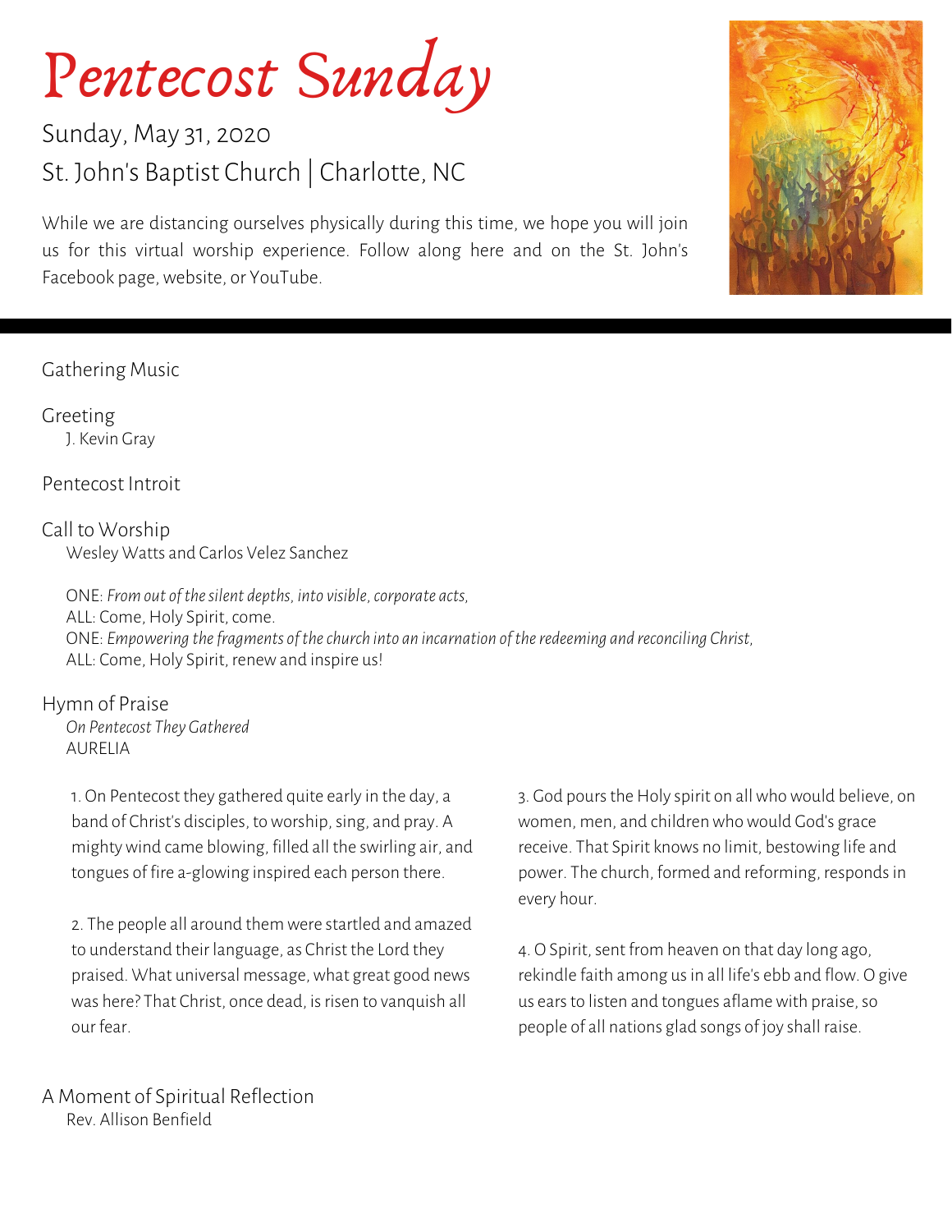# *Pentecost Sunday*

Sunday, May 31, 2020

St. John's Baptist Church | Charlotte, NC

While we are distancing ourselves physically during this time, we hope you will join us for this virtual worship experience. Follow along here and on the St. John's Facebook page, website, or YouTube.

---

Gathering Music

Greeting
J. Kevin Gray

Pentecost Introit

Call to Worship
Wesley Watts and Carlos Velez Sanchez

ONE: *From out of the silent depths, into visible, corporate acts,*
ALL: Come, Holy Spirit, come.
ONE: *Empowering the fragments of the church into an incarnation of the redeeming and reconciling Christ,*
ALL: Come, Holy Spirit, renew and inspire us!

Hymn of Praise
*On Pentecost They Gathered*
AURELIA

1. On Pentecost they gathered quite early in the day, a band of Christ's disciples, to worship, sing, and pray. A mighty wind came blowing, filled all the swirling air, and tongues of fire a-glowing inspired each person there.

2. The people all around them were startled and amazed to understand their language, as Christ the Lord they praised. What universal message, what great good news was here? That Christ, once dead, is risen to vanquish all our fear.

3. God pours the Holy spirit on all who would believe, on women, men, and children who would God's grace receive. That Spirit knows no limit, bestowing life and power. The church, formed and reforming, responds in every hour.

4. O Spirit, sent from heaven on that day long ago, rekindle faith among us in all life's ebb and flow. O give us ears to listen and tongues aflame with praise, so people of all nations glad songs of joy shall raise.

A Moment of Spiritual Reflection
Rev. Allison Benfield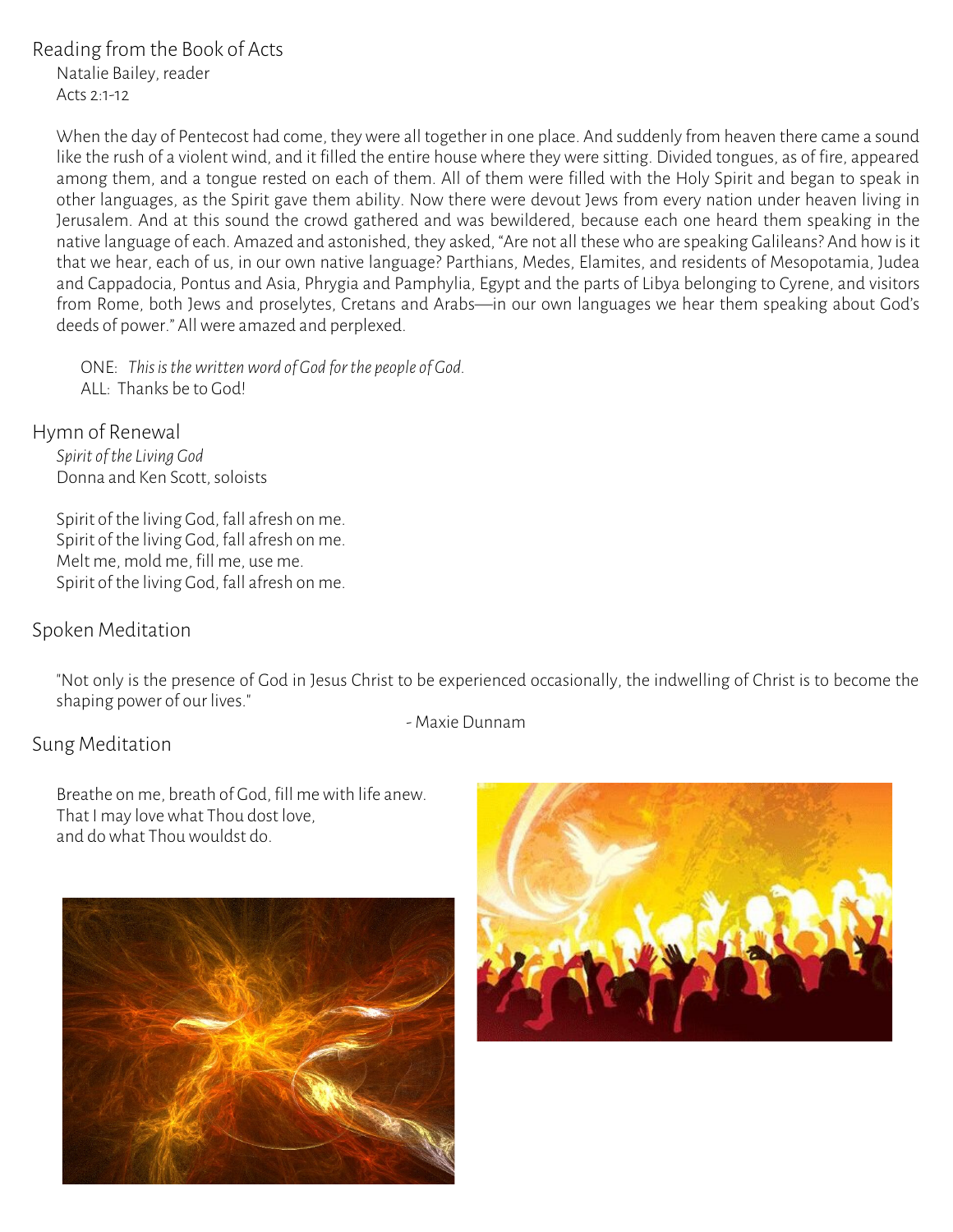## Reading from the Book of Acts

Natalie Bailey, reader
Acts 2:1-12

When the day of Pentecost had come, they were all together in one place. And suddenly from heaven there came a sound like the rush of a violent wind, and it filled the entire house where they were sitting. Divided tongues, as of fire, appeared among them, and a tongue rested on each of them. All of them were filled with the Holy Spirit and began to speak in other languages, as the Spirit gave them ability. Now there were devout Jews from every nation under heaven living in Jerusalem. And at this sound the crowd gathered and was bewildered, because each one heard them speaking in the native language of each. Amazed and astonished, they asked, "Are not all these who are speaking Galileans? And how is it that we hear, each of us, in our own native language? Parthians, Medes, Elamites, and residents of Mesopotamia, Judea and Cappadocia, Pontus and Asia, Phrygia and Pamphylia, Egypt and the parts of Libya belonging to Cyrene, and visitors from Rome, both Jews and proselytes, Cretans and Arabs—in our own languages we hear them speaking about God's deeds of power." All were amazed and perplexed.

ONE: *This is the written word of God for the people of God.*
ALL: Thanks be to God!

## Hymn of Renewal

*Spirit of the Living God*
Donna and Ken Scott, soloists

Spirit of the living God, fall afresh on me.
Spirit of the living God, fall afresh on me.
Melt me, mold me, fill me, use me.
Spirit of the living God, fall afresh on me.

## Spoken Meditation

"Not only is the presence of God in Jesus Christ to be experienced occasionally, the indwelling of Christ is to become the shaping power of our lives."

- Maxie Dunnam

## Sung Meditation

Breathe on me, breath of God, fill me with life anew.
That I may love what Thou dost love,
and do what Thou wouldst do.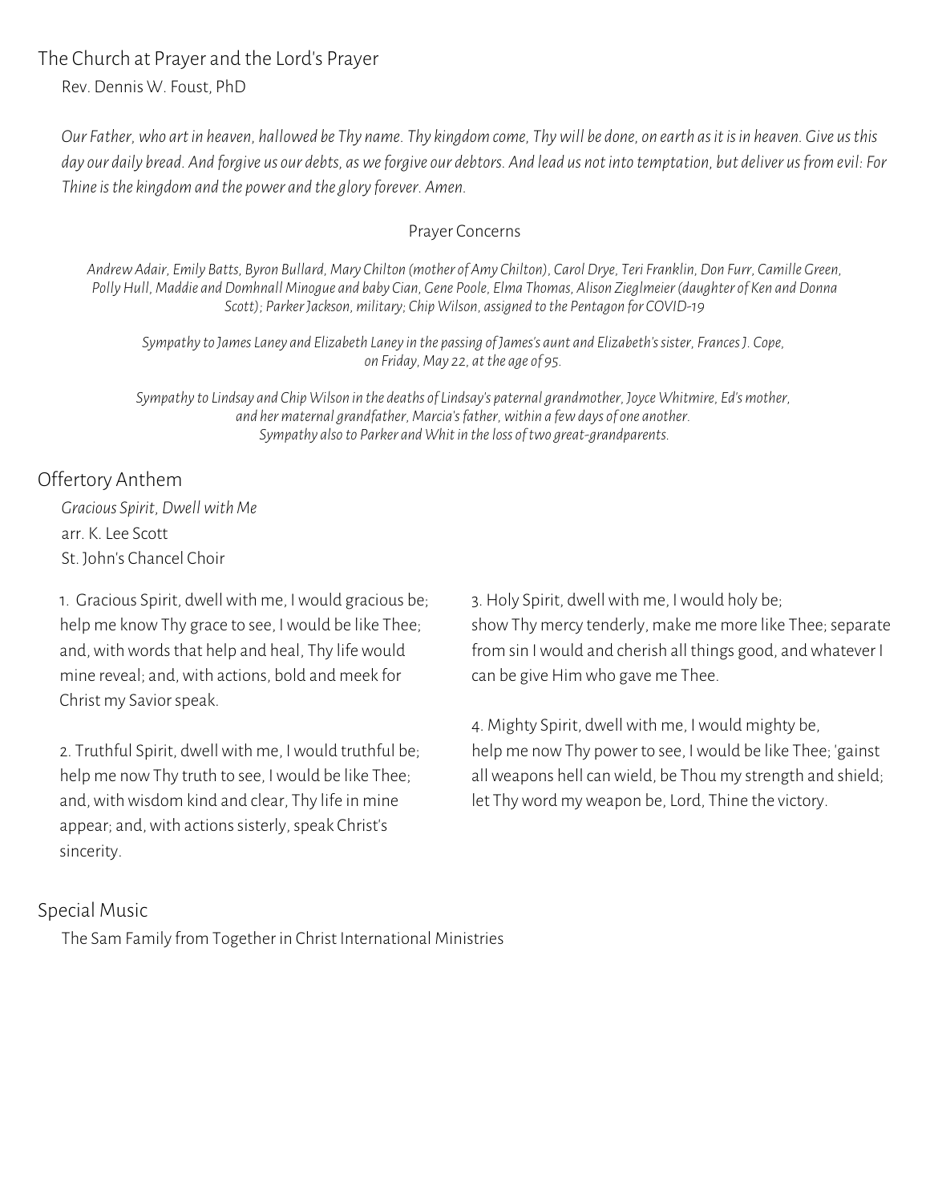## The Church at Prayer and the Lord's Prayer

Rev. Dennis W. Foust, PhD

*Our Father, who art in heaven, hallowed be Thy name. Thy kingdom come, Thy will be done, on earth as it is in heaven. Give us this day our daily bread. And forgive us our debts, as we forgive our debtors. And lead us not into temptation, but deliver us from evil: For Thine is the kingdom and the power and the glory forever. Amen.*

### Prayer Concerns

*Andrew Adair, Emily Batts, Byron Bullard, Mary Chilton (mother of Amy Chilton), Carol Drye, Teri Franklin, Don Furr, Camille Green, Polly Hull, Maddie and Domhnall Minogue and baby Cian, Gene Poole, Elma Thomas, Alison Zieglmeier (daughter of Ken and Donna Scott); Parker Jackson, military; Chip Wilson, assigned to the Pentagon for COVID-19*

*Sympathy to James Laney and Elizabeth Laney in the passing of James's aunt and Elizabeth's sister, Frances J. Cope, on Friday, May 22, at the age of 95.*

*Sympathy to Lindsay and Chip Wilson in the deaths of Lindsay's paternal grandmother, Joyce Whitmire, Ed's mother, and her maternal grandfather, Marcia's father, within a few days of one another.*
*Sympathy also to Parker and Whit in the loss of two great-grandparents.*

## Offertory Anthem

*Gracious Spirit, Dwell with Me*
arr. K. Lee Scott
St. John's Chancel Choir

1. Gracious Spirit, dwell with me, I would gracious be; help me know Thy grace to see, I would be like Thee; and, with words that help and heal, Thy life would mine reveal; and, with actions, bold and meek for Christ my Savior speak.

2. Truthful Spirit, dwell with me, I would truthful be; help me now Thy truth to see, I would be like Thee; and, with wisdom kind and clear, Thy life in mine appear; and, with actions sisterly, speak Christ's sincerity.

3. Holy Spirit, dwell with me, I would holy be; show Thy mercy tenderly, make me more like Thee; separate from sin I would and cherish all things good, and whatever I can be give Him who gave me Thee.

4. Mighty Spirit, dwell with me, I would mighty be, help me now Thy power to see, I would be like Thee; 'gainst all weapons hell can wield, be Thou my strength and shield; let Thy word my weapon be, Lord, Thine the victory.

## Special Music

The Sam Family from Together in Christ International Ministries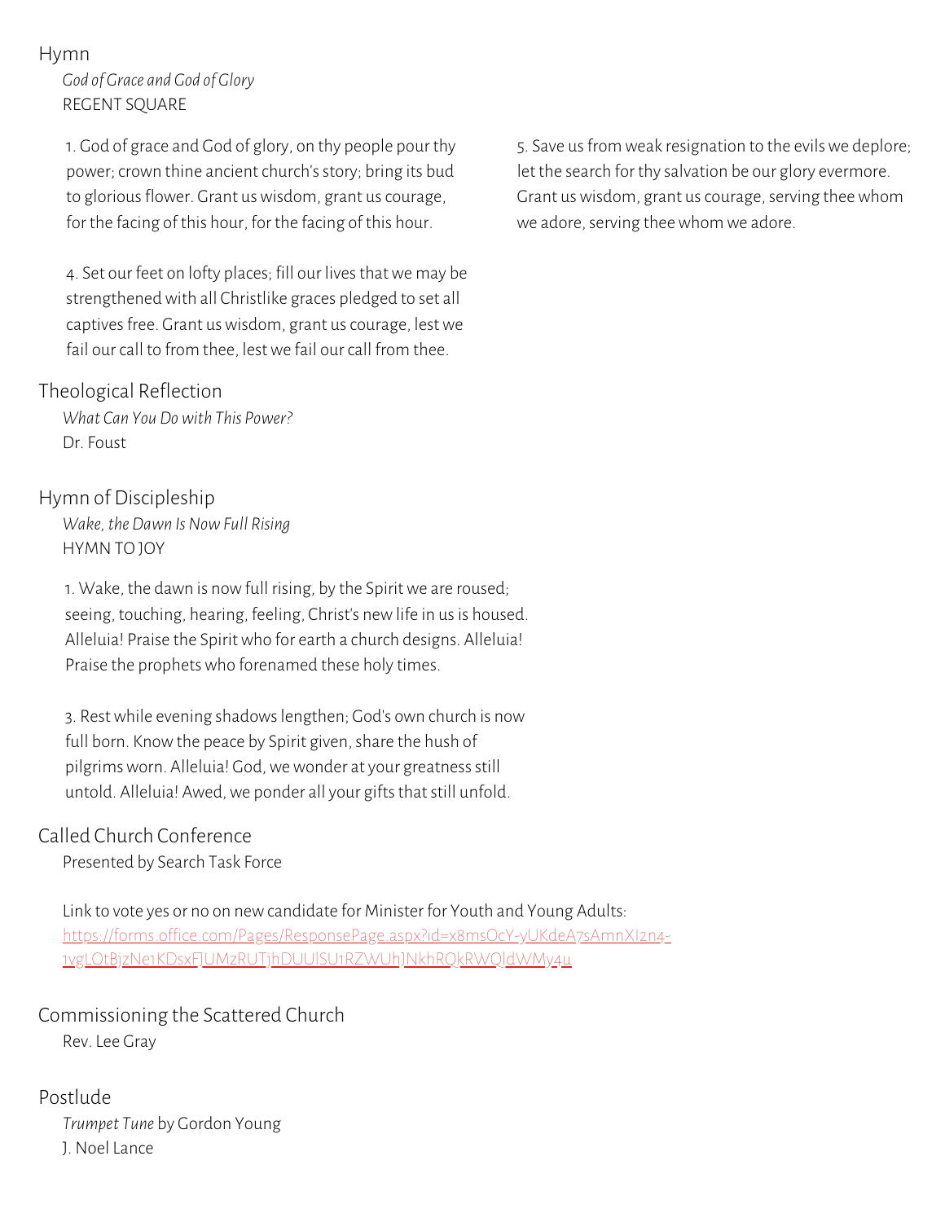## Hymn

*God of Grace and God of Glory*
REGENT SQUARE

1. God of grace and God of glory, on thy people pour thy power; crown thine ancient church's story; bring its bud to glorious flower. Grant us wisdom, grant us courage, for the facing of this hour, for the facing of this hour.

4. Set our feet on lofty places; fill our lives that we may be strengthened with all Christlike graces pledged to set all captives free. Grant us wisdom, grant us courage, lest we fail our call to from thee, lest we fail our call from thee.

5. Save us from weak resignation to the evils we deplore; let the search for thy salvation be our glory evermore. Grant us wisdom, grant us courage, serving thee whom we adore, serving thee whom we adore.

## Theological Reflection

*What Can You Do with This Power?*
Dr. Foust

## Hymn of Discipleship

*Wake, the Dawn Is Now Full Rising*
HYMN TO JOY

1. Wake, the dawn is now full rising, by the Spirit we are roused; seeing, touching, hearing, feeling, Christ's new life in us is housed. Alleluia! Praise the Spirit who for earth a church designs. Alleluia! Praise the prophets who forenamed these holy times.

3. Rest while evening shadows lengthen; God's own church is now full born. Know the peace by Spirit given, share the hush of pilgrims worn. Alleluia! God, we wonder at your greatness still untold. Alleluia! Awed, we ponder all your gifts that still unfold.

## Called Church Conference

Presented by Search Task Force

Link to vote yes or no on new candidate for Minister for Youth and Young Adults: https://forms.office.com/Pages/ResponsePage.aspx?id=x8msOcY-yUKdeA7sAmnXI2n4-1vgLOtBjzNe1KDsxFJUMzRUTjhDUUlSU1RZWUhJNkhRQkRWQldWMy4u

## Commissioning the Scattered Church

Rev. Lee Gray

## Postlude

*Trumpet Tune* by Gordon Young
J. Noel Lance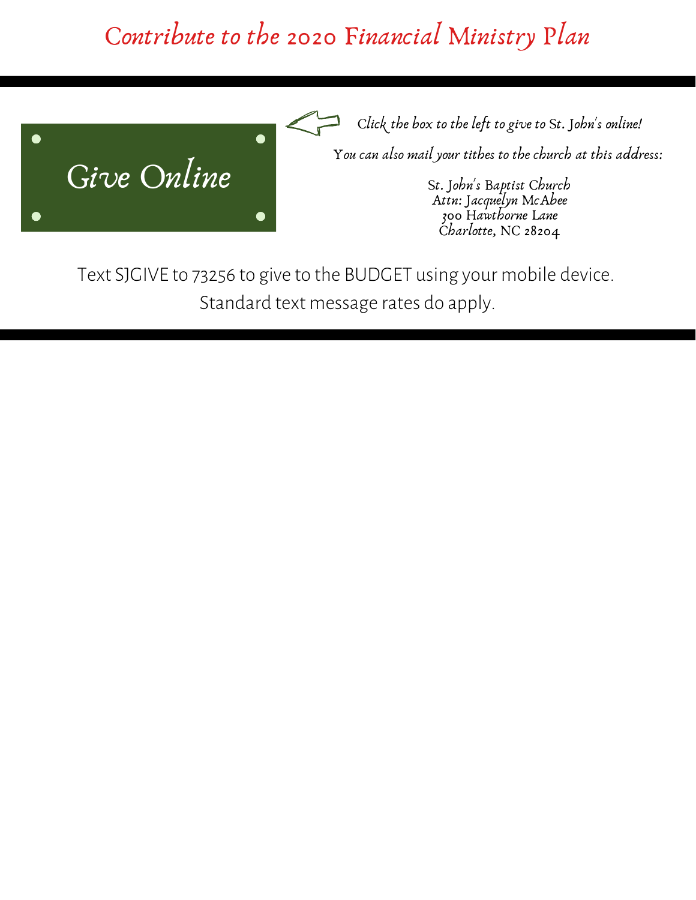# Contribute to the 2020 Financial Ministry Plan

**Give Online**

*Click the box to the left to give to St. John's online!*

*You can also mail your tithes to the church at this address:*

St. John's Baptist Church
Attn: Jacquelyn McAbee
300 Hawthorne Lane
Charlotte, NC 28204

Text SJGIVE to 73256 to give to the BUDGET using your mobile device.
Standard text message rates do apply.